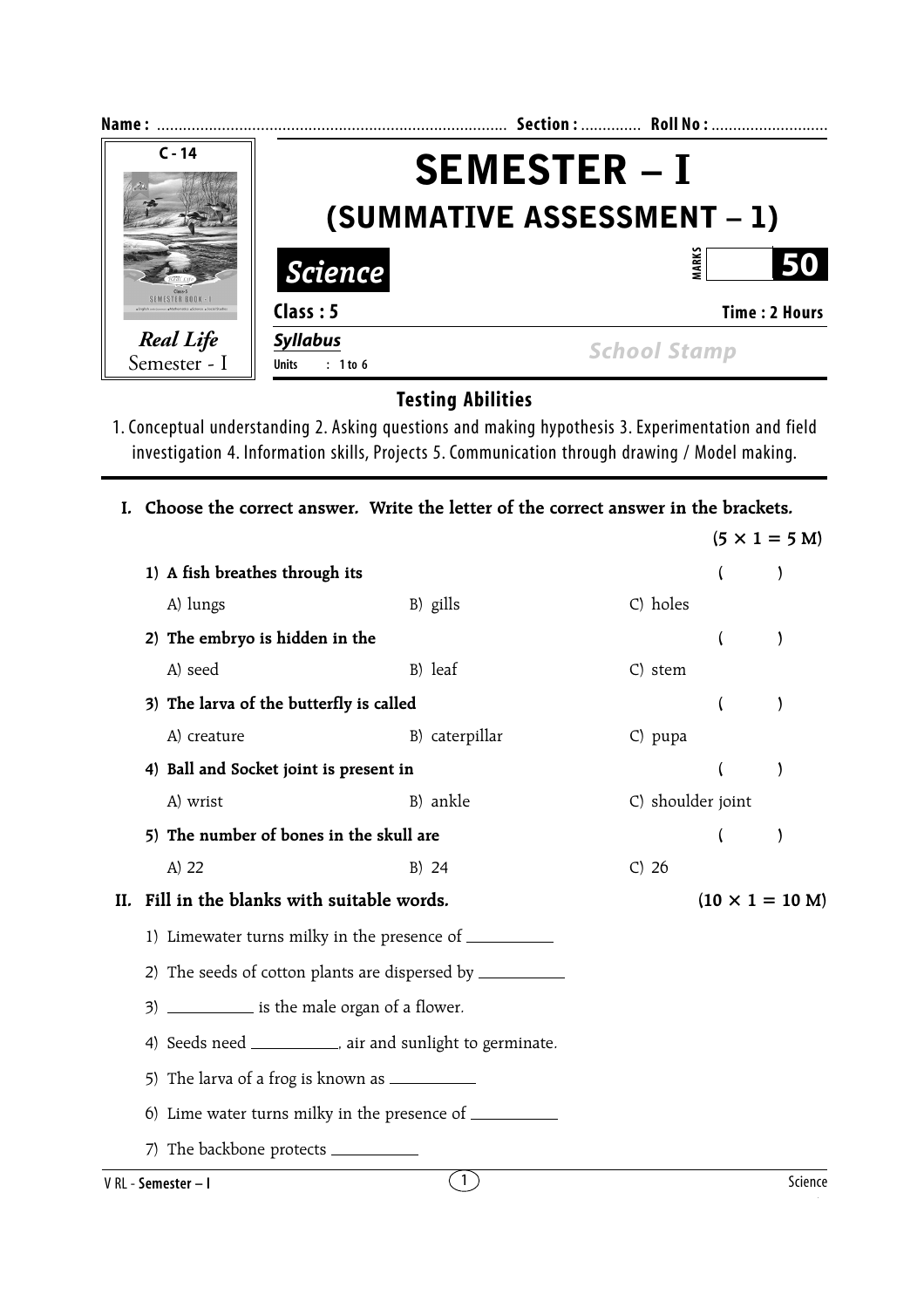Name : ................................................................................ Section : .............. Roll No : ...........................

C - 14

*Real Life*
Semester - I

# SEMESTER – I

## (SUMMATIVE ASSESSMENT – 1)

**Science**

MARKS **50**

**Class : 5** **Time : 2 Hours**

**Syllabus**
Units : 1 to 6

School Stamp

### Testing Abilities

1. Conceptual understanding 2. Asking questions and making hypothesis 3. Experimentation and field investigation 4. Information skills, Projects 5. Communication through drawing / Model making.

---

**I. Choose the correct answer. Write the letter of the correct answer in the brackets.** **(5 × 1 = 5 M)**

**1) A fish breathes through its** ( )

A) lungs B) gills C) holes

**2) The embryo is hidden in the** ( )

A) seed B) leaf C) stem

**3) The larva of the butterfly is called** ( )

A) creature B) caterpillar C) pupa

**4) Ball and Socket joint is present in** ( )

A) wrist B) ankle C) shoulder joint

**5) The number of bones in the skull are** ( )

A) 22 B) 24 C) 26

**II. Fill in the blanks with suitable words.** **(10 × 1 = 10 M)**

1) Limewater turns milky in the presence of __________

2) The seeds of cotton plants are dispersed by __________

3) __________ is the male organ of a flower.

4) Seeds need __________, air and sunlight to germinate.

5) The larva of a frog is known as __________

6) Lime water turns milky in the presence of __________

7) The backbone protects __________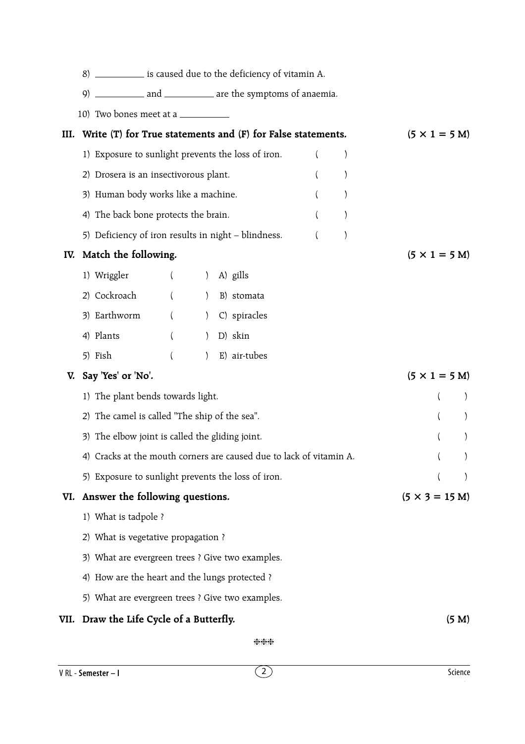8) __________ is caused due to the deficiency of vitamin A.

9) __________ and __________ are the symptoms of anaemia.

10) Two bones meet at a __________

**III. Write (T) for True statements and (F) for False statements.** **(5 × 1 = 5 M)**

1) Exposure to sunlight prevents the loss of iron. (   )

2) Drosera is an insectivorous plant. (   )

3) Human body works like a machine. (   )

4) The back bone protects the brain. (   )

5) Deficiency of iron results in night – blindness. (   )

**IV. Match the following.** **(5 × 1 = 5 M)**

1) Wriggler (   ) A) gills

2) Cockroach (   ) B) stomata

3) Earthworm (   ) C) spiracles

4) Plants (   ) D) skin

5) Fish (   ) E) air-tubes

**V. Say 'Yes' or 'No'.** **(5 × 1 = 5 M)**

1) The plant bends towards light. (   )

2) The camel is called "The ship of the sea". (   )

3) The elbow joint is called the gliding joint. (   )

4) Cracks at the mouth corners are caused due to lack of vitamin A. (   )

5) Exposure to sunlight prevents the loss of iron. (   )

**VI. Answer the following questions.** **(5 × 3 = 15 M)**

1) What is tadpole ?

2) What is vegetative propagation ?

3) What are evergreen trees ? Give two examples.

4) How are the heart and the lungs protected ?

5) What are evergreen trees ? Give two examples.

**VII. Draw the Life Cycle of a Butterfly.** **(5 M)**

***